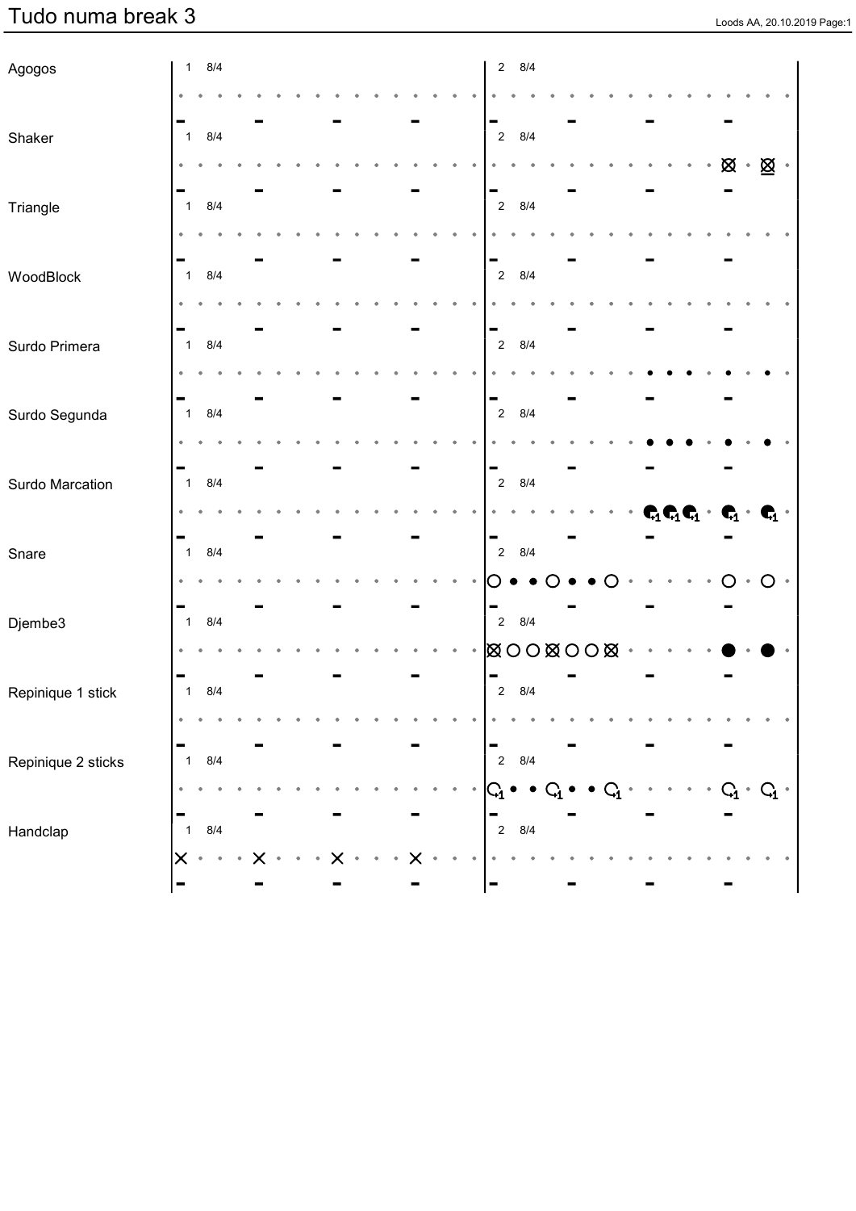# Tudo numa break 3

Agogos

1 8/4

2 8/4

Shaker

1 8/4

2 8/4

Triangle

1 8/4

2 8/4

WoodBlock

1 8/4

2 8/4

Surdo Primera

1 8/4

2 8/4

Surdo Segunda

1 8/4

2 8/4

Surdo Marcation

1 8/4

2 8/4

Snare

1 8/4

2 8/4

Djembe3

1 8/4

2 8/4

Repinique 1 stick

1 8/4

2 8/4

Repinique 2 sticks

1 8/4

2 8/4

Handclap

1 8/4

2 8/4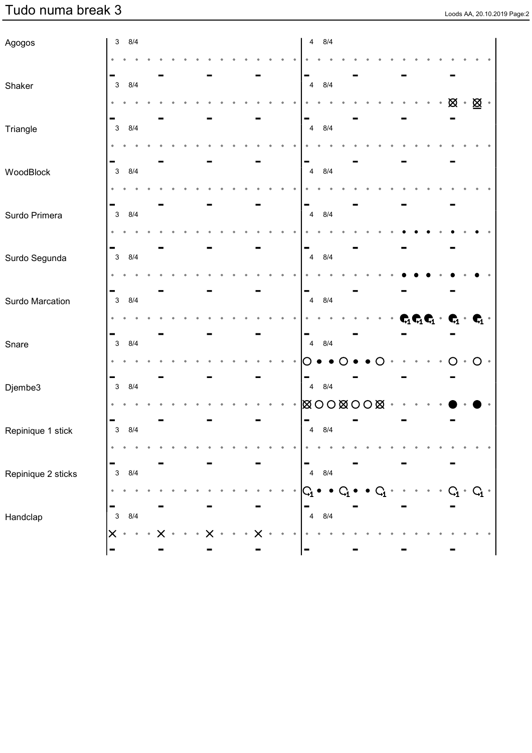# Tudo numa break 3

| Instrument | Bar 3 | Bar 4 |
| --- | --- | --- |
| Agogos | 3 8/4 | 4 8/4 |
| Shaker | 3 8/4 | 4 8/4 |
| Triangle | 3 8/4 | 4 8/4 |
| WoodBlock | 3 8/4 | 4 8/4 |
| Surdo Primera | 3 8/4 | 4 8/4 |
| Surdo Segunda | 3 8/4 | 4 8/4 |
| Surdo Marcation | 3 8/4 | 4 8/4 |
| Snare | 3 8/4 | 4 8/4 |
| Djembe3 | 3 8/4 | 4 8/4 |
| Repinique 1 stick | 3 8/4 | 4 8/4 |
| Repinique 2 sticks | 3 8/4 | 4 8/4 |
| Handclap | 3 8/4 | 4 8/4 |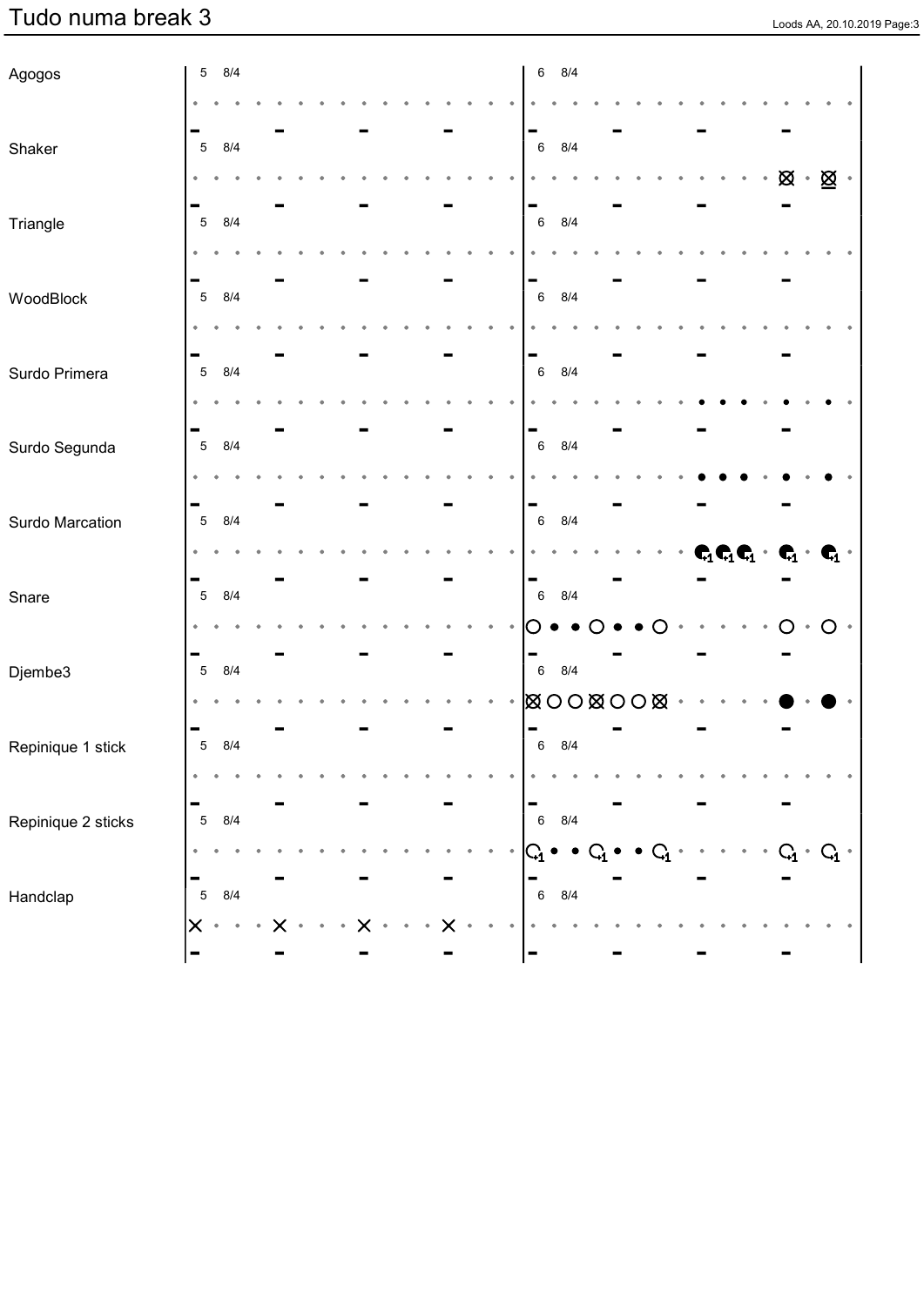# Tudo numa break 3

Agogos

5 8/4 | 6 8/4

Shaker

5 8/4 | 6 8/4

Triangle

5 8/4 | 6 8/4

WoodBlock

5 8/4 | 6 8/4

Surdo Primera

5 8/4 | 6 8/4

Surdo Segunda

5 8/4 | 6 8/4

Surdo Marcation

5 8/4 | 6 8/4

Snare

5 8/4 | 6 8/4

Djembe3

5 8/4 | 6 8/4

Repinique 1 stick

5 8/4 | 6 8/4

Repinique 2 sticks

5 8/4 | 6 8/4

Handclap

5 8/4 | 6 8/4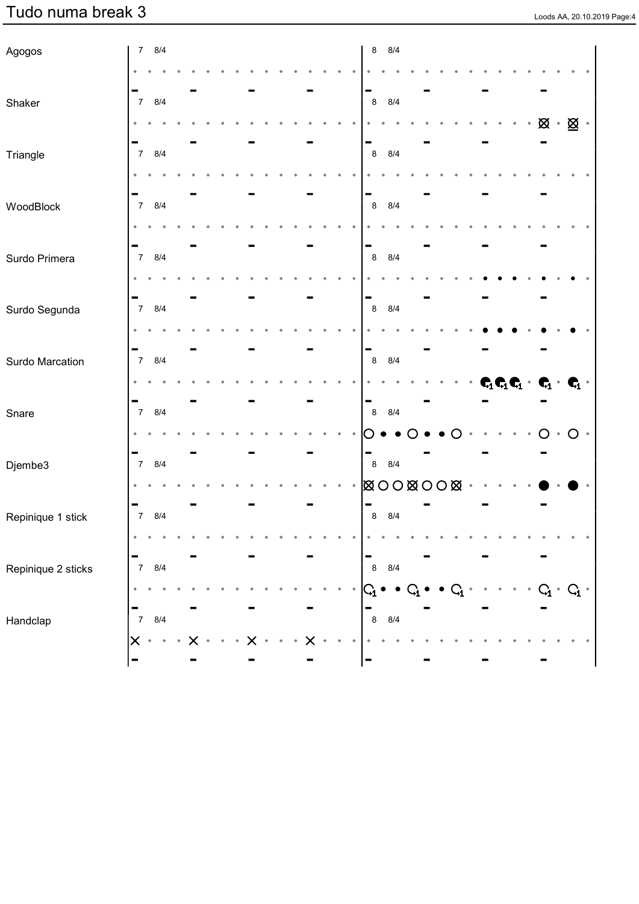# Tudo numa break 3

Agogos
7 8/4
8 8/4

Shaker
7 8/4
8 8/4

Triangle
7 8/4
8 8/4

WoodBlock
7 8/4
8 8/4

Surdo Primera
7 8/4
8 8/4

Surdo Segunda
7 8/4
8 8/4

Surdo Marcation
7 8/4
8 8/4

Snare
7 8/4
8 8/4

Djembe3
7 8/4
8 8/4

Repinique 1 stick
7 8/4
8 8/4

Repinique 2 sticks
7 8/4
8 8/4

Handclap
7 8/4
8 8/4